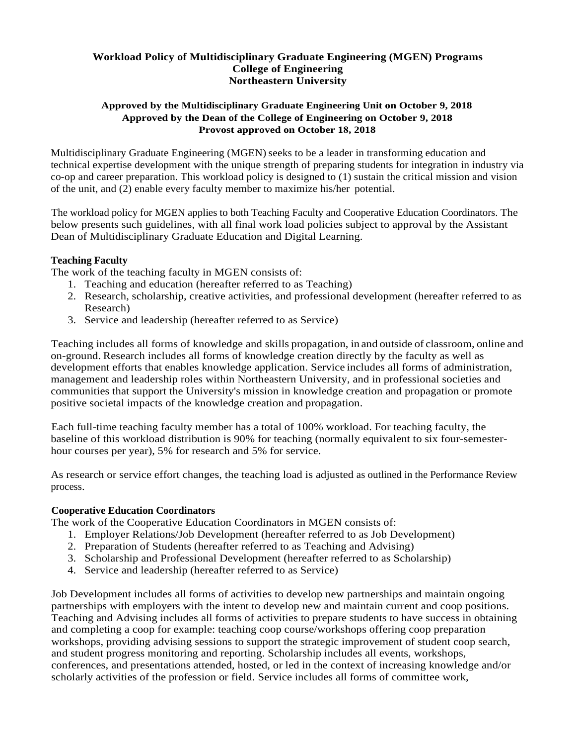# Workload Policy of Multidisciplinary Graduate Engineering (MGEN) Programs
## College of Engineering
## Northeastern University

**Approved by the Multidisciplinary Graduate Engineering Unit on October 9, 2018**
**Approved by the Dean of the College of Engineering on October 9, 2018**
**Provost approved on October 18, 2018**

Multidisciplinary Graduate Engineering (MGEN) seeks to be a leader in transforming education and technical expertise development with the unique strength of preparing students for integration in industry via co-op and career preparation. This workload policy is designed to (1) sustain the critical mission and vision of the unit, and (2) enable every faculty member to maximize his/her potential.

The workload policy for MGEN applies to both Teaching Faculty and Cooperative Education Coordinators. The below presents such guidelines, with all final work load policies subject to approval by the Assistant Dean of Multidisciplinary Graduate Education and Digital Learning.

### Teaching Faculty

The work of the teaching faculty in MGEN consists of:

1. Teaching and education (hereafter referred to as Teaching)
2. Research, scholarship, creative activities, and professional development (hereafter referred to as Research)
3. Service and leadership (hereafter referred to as Service)

Teaching includes all forms of knowledge and skills propagation, in and outside of classroom, online and on-ground. Research includes all forms of knowledge creation directly by the faculty as well as development efforts that enables knowledge application. Service includes all forms of administration, management and leadership roles within Northeastern University, and in professional societies and communities that support the University's mission in knowledge creation and propagation or promote positive societal impacts of the knowledge creation and propagation.

Each full-time teaching faculty member has a total of 100% workload. For teaching faculty, the baseline of this workload distribution is 90% for teaching (normally equivalent to six four-semester-hour courses per year), 5% for research and 5% for service.

As research or service effort changes, the teaching load is adjusted as outlined in the Performance Review process.

### Cooperative Education Coordinators

The work of the Cooperative Education Coordinators in MGEN consists of:

1. Employer Relations/Job Development (hereafter referred to as Job Development)
2. Preparation of Students (hereafter referred to as Teaching and Advising)
3. Scholarship and Professional Development (hereafter referred to as Scholarship)
4. Service and leadership (hereafter referred to as Service)

Job Development includes all forms of activities to develop new partnerships and maintain ongoing partnerships with employers with the intent to develop new and maintain current and coop positions. Teaching and Advising includes all forms of activities to prepare students to have success in obtaining and completing a coop for example: teaching coop course/workshops offering coop preparation workshops, providing advising sessions to support the strategic improvement of student coop search, and student progress monitoring and reporting. Scholarship includes all events, workshops, conferences, and presentations attended, hosted, or led in the context of increasing knowledge and/or scholarly activities of the profession or field. Service includes all forms of committee work,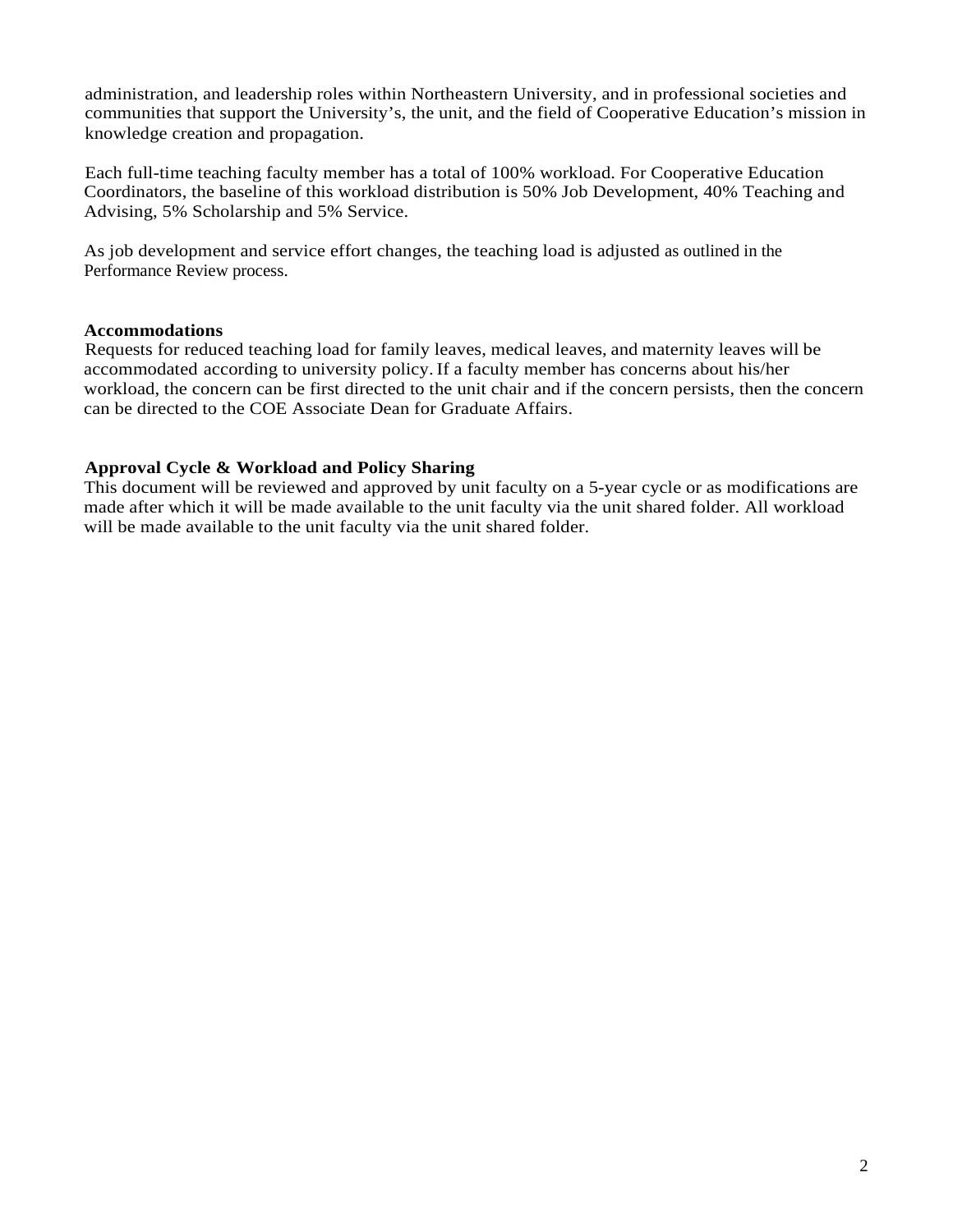administration, and leadership roles within Northeastern University, and in professional societies and communities that support the University's, the unit, and the field of Cooperative Education's mission in knowledge creation and propagation.

Each full-time teaching faculty member has a total of 100% workload. For Cooperative Education Coordinators, the baseline of this workload distribution is 50% Job Development, 40% Teaching and Advising, 5% Scholarship and 5% Service.

As job development and service effort changes, the teaching load is adjusted as outlined in the Performance Review process.

**Accommodations**

Requests for reduced teaching load for family leaves, medical leaves, and maternity leaves will be accommodated according to university policy. If a faculty member has concerns about his/her workload, the concern can be first directed to the unit chair and if the concern persists, then the concern can be directed to the COE Associate Dean for Graduate Affairs.

**Approval Cycle & Workload and Policy Sharing**

This document will be reviewed and approved by unit faculty on a 5-year cycle or as modifications are made after which it will be made available to the unit faculty via the unit shared folder. All workload will be made available to the unit faculty via the unit shared folder.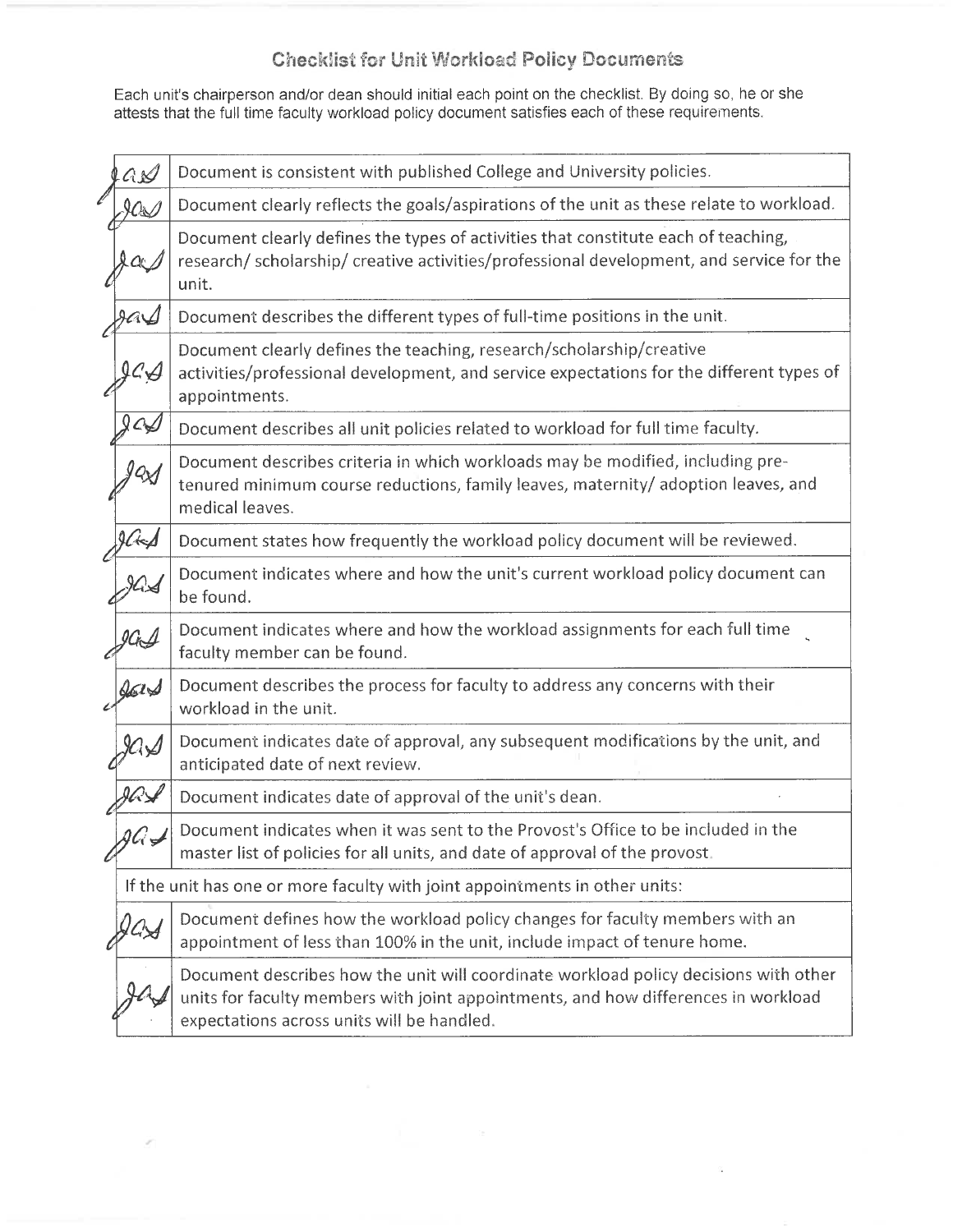# Checklist for Unit Workload Policy Documents

Each unit's chairperson and/or dean should initial each point on the checklist. By doing so, he or she attests that the full time faculty workload policy document satisfies each of these requirements.

| | |
|---|---|
| JAS | Document is consistent with published College and University policies. |
| JAS | Document clearly reflects the goals/aspirations of the unit as these relate to workload. |
| JAS | Document clearly defines the types of activities that constitute each of teaching, research/ scholarship/ creative activities/professional development, and service for the unit. |
| JAS | Document describes the different types of full-time positions in the unit. |
| JAS | Document clearly defines the teaching, research/scholarship/creative activities/professional development, and service expectations for the different types of appointments. |
| JAS | Document describes all unit policies related to workload for full time faculty. |
| JAS | Document describes criteria in which workloads may be modified, including pre-tenured minimum course reductions, family leaves, maternity/ adoption leaves, and medical leaves. |
| JAS | Document states how frequently the workload policy document will be reviewed. |
| JAS | Document indicates where and how the unit's current workload policy document can be found. |
| JAS | Document indicates where and how the workload assignments for each full time faculty member can be found. |
| JAS | Document describes the process for faculty to address any concerns with their workload in the unit. |
| JAS | Document indicates date of approval, any subsequent modifications by the unit, and anticipated date of next review. |
| JAS | Document indicates date of approval of the unit's dean. |
| JAS | Document indicates when it was sent to the Provost's Office to be included in the master list of policies for all units, and date of approval of the provost. |
| If the unit has one or more faculty with joint appointments in other units: | |
| JAS | Document defines how the workload policy changes for faculty members with an appointment of less than 100% in the unit, include impact of tenure home. |
| JAS | Document describes how the unit will coordinate workload policy decisions with other units for faculty members with joint appointments, and how differences in workload expectations across units will be handled. |